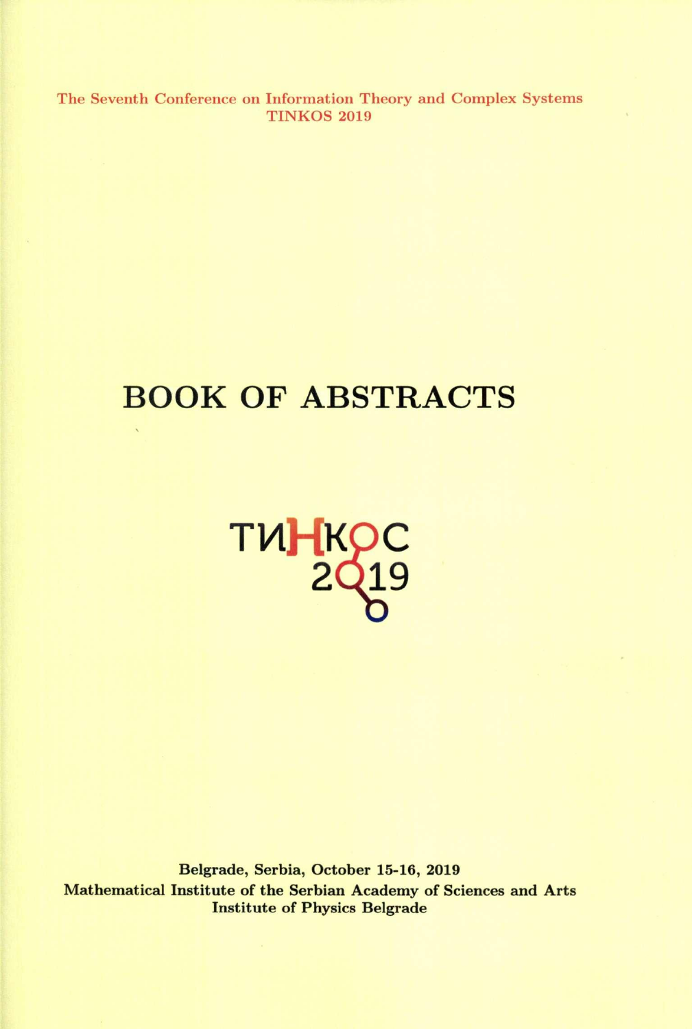The Seventh Conference on Information Theory and Complex Systems
TINKOS 2019

# BOOK OF ABSTRACTS

ТИНКОС
2019

**Belgrade, Serbia, October 15-16, 2019**
**Mathematical Institute of the Serbian Academy of Sciences and Arts**
**Institute of Physics Belgrade**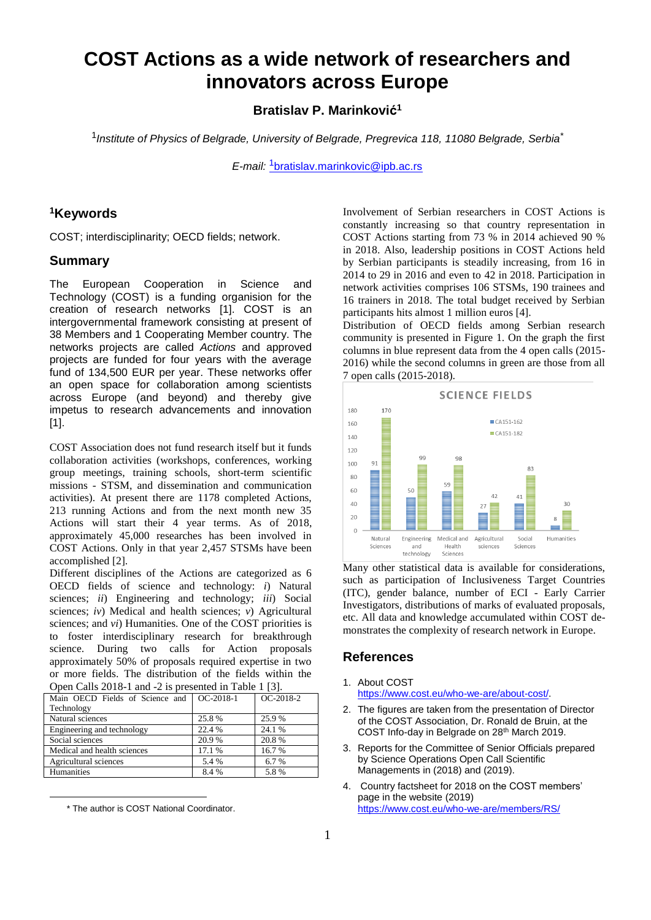# COST Actions as a wide network of researchers and innovators across Europe

**Bratislav P. Marinković[1]**

[1]*Institute of Physics of Belgrade, University of Belgrade, Pregrevica 118, 11080 Belgrade, Serbia**

*E-mail:* [1]bratislav.marinkovic@ipb.ac.rs

## [1]Keywords

COST; interdisciplinarity; OECD fields; network.

## Summary

The European Cooperation in Science and Technology (COST) is a funding organisation for the creation of research networks [1]. COST is an intergovernmental framework consisting at present of 38 Members and 1 Cooperating Member country. The networks projects are called *Actions* and approved projects are funded for four years with the average fund of 134,500 EUR per year. These networks offer an open space for collaboration among scientists across Europe (and beyond) and thereby give impetus to research advancements and innovation [1].

COST Association does not fund research itself but it funds collaboration activities (workshops, conferences, working group meetings, training schools, short-term scientific missions - STSM, and dissemination and communication activities). At present there are 1178 completed Actions, 213 running Actions and from the next month new 35 Actions will start their 4 year terms. As of 2018, approximately 45,000 researches has been involved in COST Actions. Only in that year 2,457 STSMs have been accomplished [2].

Different disciplines of the Actions are categorized as 6 OECD fields of science and technology: *i*) Natural sciences; *ii*) Engineering and technology; *iii*) Social sciences; *iv*) Medical and health sciences; *v*) Agricultural sciences; and *vi*) Humanities. One of the COST priorities is to foster interdisciplinary research for breakthrough science. During two calls for Action proposals approximately 50% of proposals required expertise in two or more fields. The distribution of the fields within the Open Calls 2018-1 and -2 is presented in Table 1 [3].

| Main OECD Fields of Science and Technology | OC-2018-1 | OC-2018-2 |
|---|---|---|
| Natural sciences | 25.8 % | 25.9 % |
| Engineering and technology | 22.4 % | 24.1 % |
| Social sciences | 20.9 % | 20.8 % |
| Medical and health sciences | 17.1 % | 16.7 % |
| Agricultural sciences | 5.4 % | 6.7 % |
| Humanities | 8.4 % | 5.8 % |

Involvement of Serbian researchers in COST Actions is constantly increasing so that country representation in COST Actions starting from 73 % in 2014 achieved 90 % in 2018. Also, leadership positions in COST Actions held by Serbian participants is steadily increasing, from 16 in 2014 to 29 in 2016 and even to 42 in 2018. Participation in network activities comprises 106 STSMs, 190 trainees and 16 trainers in 2018. The total budget received by Serbian participants hits almost 1 million euros [4].

Distribution of OECD fields among Serbian research community is presented in Figure 1. On the graph the first columns in blue represent data from the 4 open calls (2015-2016) while the second columns in green are those from all 7 open calls (2015-2018).

Many other statistical data is available for considerations, such as participation of Inclusiveness Target Countries (ITC), gender balance, number of ECI - Early Carrier Investigators, distributions of marks of evaluated proposals, etc. All data and knowledge accumulated within COST demonstrates the complexity of research network in Europe.

## References

1. About COST https://www.cost.eu/who-we-are/about-cost/.
2. The figures are taken from the presentation of Director of the COST Association, Dr. Ronald de Bruin, at the COST Info-day in Belgrade on 28th March 2019.
3. Reports for the Committee of Senior Officials prepared by Science Operations Open Call Scientific Managements in (2018) and (2019).
4. Country factsheet for 2018 on the COST members' page in the website (2019) https://www.cost.eu/who-we-are/members/RS/

\* The author is COST National Coordinator.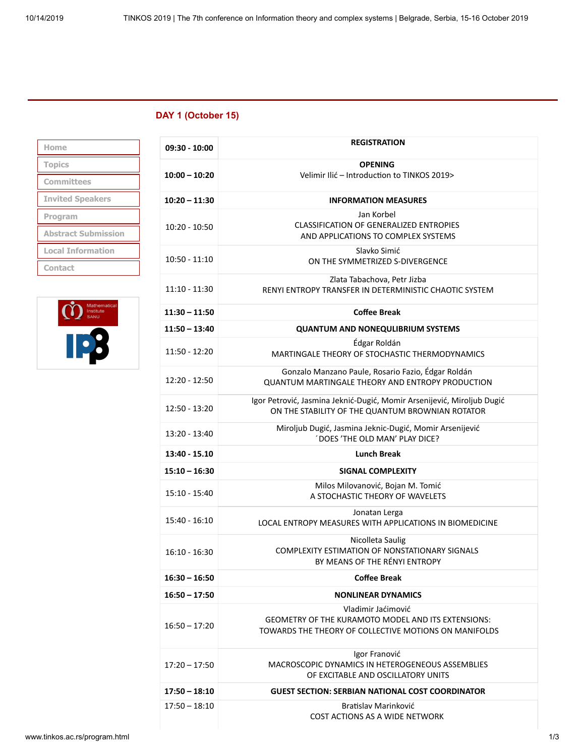## DAY 1 (October 15)

- Home
- Topics
- Committees
- Invited Speakers
- Program
- Abstract Submission
- Local Information
- Contact

| | |
|---|---|
| **09:30 - 10:00** | **REGISTRATION** |
| **10:00 – 10:20** | **OPENING**<br>Velimir Ilić – Introduction to TINKOS 2019> |
| **10:20 – 11:30** | **INFORMATION MEASURES** |
| 10:20 - 10:50 | Jan Korbel<br>CLASSIFICATION OF GENERALIZED ENTROPIES AND APPLICATIONS TO COMPLEX SYSTEMS |
| 10:50 - 11:10 | Slavko Simić<br>ON THE SYMMETRIZED S-DIVERGENCE |
| 11:10 - 11:30 | Zlata Tabachova, Petr Jizba<br>RENYI ENTROPY TRANSFER IN DETERMINISTIC CHAOTIC SYSTEM |
| **11:30 – 11:50** | **Coffee Break** |
| **11:50 – 13:40** | **QUANTUM AND NONEQULIBRIUM SYSTEMS** |
| 11:50 - 12:20 | Édgar Roldán<br>MARTINGALE THEORY OF STOCHASTIC THERMODYNAMICS |
| 12:20 - 12:50 | Gonzalo Manzano Paule, Rosario Fazio, Édgar Roldán<br>QUANTUM MARTINGALE THEORY AND ENTROPY PRODUCTION |
| 12:50 - 13:20 | Igor Petrović, Jasmina Jeknić-Dugić, Momir Arsenijević, Miroljub Dugić<br>ON THE STABILITY OF THE QUANTUM BROWNIAN ROTATOR |
| 13:20 - 13:40 | Miroljub Dugić, Jasmina Jeknic-Dugić, Momir Arsenijević<br>´DOES 'THE OLD MAN' PLAY DICE? |
| **13:40 - 15.10** | **Lunch Break** |
| **15:10 – 16:30** | **SIGNAL COMPLEXITY** |
| 15:10 - 15:40 | Milos Milovanović, Bojan M. Tomić<br>A STOCHASTIC THEORY OF WAVELETS |
| 15:40 - 16:10 | Jonatan Lerga<br>LOCAL ENTROPY MEASURES WITH APPLICATIONS IN BIOMEDICINE |
| 16:10 - 16:30 | Nicolleta Saulig<br>COMPLEXITY ESTIMATION OF NONSTATIONARY SIGNALS BY MEANS OF THE RÉNYI ENTROPY |
| **16:30 – 16:50** | **Coffee Break** |
| **16:50 – 17:50** | **NONLINEAR DYNAMICS** |
| 16:50 – 17:20 | Vladimir Jaćimović<br>GEOMETRY OF THE KURAMOTO MODEL AND ITS EXTENSIONS: TOWARDS THE THEORY OF COLLECTIVE MOTIONS ON MANIFOLDS |
| 17:20 – 17:50 | Igor Franović<br>MACROSCOPIC DYNAMICS IN HETEROGENEOUS ASSEMBLIES OF EXCITABLE AND OSCILLATORY UNITS |
| **17:50 – 18:10** | **GUEST SECTION: SERBIAN NATIONAL COST COORDINATOR** |
| 17:50 – 18:10 | Bratislav Marinković<br>COST ACTIONS AS A WIDE NETWORK |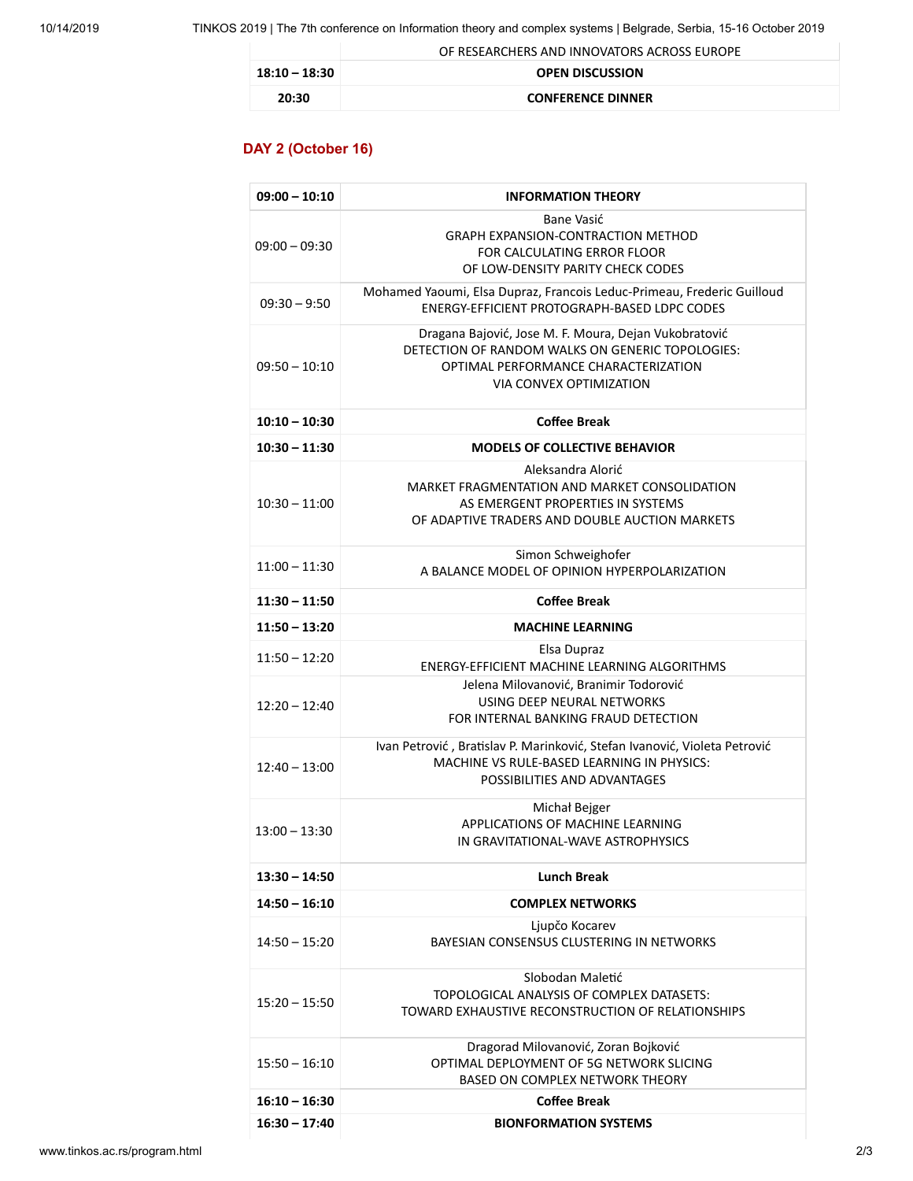| | OF RESEARCHERS AND INNOVATORS ACROSS EUROPE |
|---|---|
| **18:10 – 18:30** | **OPEN DISCUSSION** |
| **20:30** | **CONFERENCE DINNER** |

## DAY 2 (October 16)

| **09:00 – 10:10** | **INFORMATION THEORY** |
|---|---|
| 09:00 – 09:30 | Bane Vasić<br>GRAPH EXPANSION-CONTRACTION METHOD<br>FOR CALCULATING ERROR FLOOR<br>OF LOW-DENSITY PARITY CHECK CODES |
| 09:30 – 9:50 | Mohamed Yaoumi, Elsa Dupraz, Francois Leduc-Primeau, Frederic Guilloud<br>ENERGY-EFFICIENT PROTOGRAPH-BASED LDPC CODES |
| 09:50 – 10:10 | Dragana Bajović, Jose M. F. Moura, Dejan Vukobratović<br>DETECTION OF RANDOM WALKS ON GENERIC TOPOLOGIES:<br>OPTIMAL PERFORMANCE CHARACTERIZATION<br>VIA CONVEX OPTIMIZATION |
| **10:10 – 10:30** | **Coffee Break** |
| **10:30 – 11:30** | **MODELS OF COLLECTIVE BEHAVIOR** |
| 10:30 – 11:00 | Aleksandra Alorić<br>MARKET FRAGMENTATION AND MARKET CONSOLIDATION<br>AS EMERGENT PROPERTIES IN SYSTEMS<br>OF ADAPTIVE TRADERS AND DOUBLE AUCTION MARKETS |
| 11:00 – 11:30 | Simon Schweighofer<br>A BALANCE MODEL OF OPINION HYPERPOLARIZATION |
| **11:30 – 11:50** | **Coffee Break** |
| **11:50 – 13:20** | **MACHINE LEARNING** |
| 11:50 – 12:20 | Elsa Dupraz<br>ENERGY-EFFICIENT MACHINE LEARNING ALGORITHMS |
| 12:20 – 12:40 | Jelena Milovanović, Branimir Todorović<br>USING DEEP NEURAL NETWORKS<br>FOR INTERNAL BANKING FRAUD DETECTION |
| 12:40 – 13:00 | Ivan Petrović , Bratislav P. Marinković, Stefan Ivanović, Violeta Petrović<br>MACHINE VS RULE-BASED LEARNING IN PHYSICS:<br>POSSIBILITIES AND ADVANTAGES |
| 13:00 – 13:30 | Michał Bejger<br>APPLICATIONS OF MACHINE LEARNING<br>IN GRAVITATIONAL-WAVE ASTROPHYSICS |
| **13:30 – 14:50** | **Lunch Break** |
| **14:50 – 16:10** | **COMPLEX NETWORKS** |
| 14:50 – 15:20 | Ljupčo Kocarev<br>BAYESIAN CONSENSUS CLUSTERING IN NETWORKS |
| 15:20 – 15:50 | Slobodan Maletić<br>TOPOLOGICAL ANALYSIS OF COMPLEX DATASETS:<br>TOWARD EXHAUSTIVE RECONSTRUCTION OF RELATIONSHIPS |
| 15:50 – 16:10 | Dragorad Milovanović, Zoran Bojković<br>OPTIMAL DEPLOYMENT OF 5G NETWORK SLICING<br>BASED ON COMPLEX NETWORK THEORY |
| **16:10 – 16:30** | **Coffee Break** |
| **16:30 – 17:40** | **BIONFORMATION SYSTEMS** |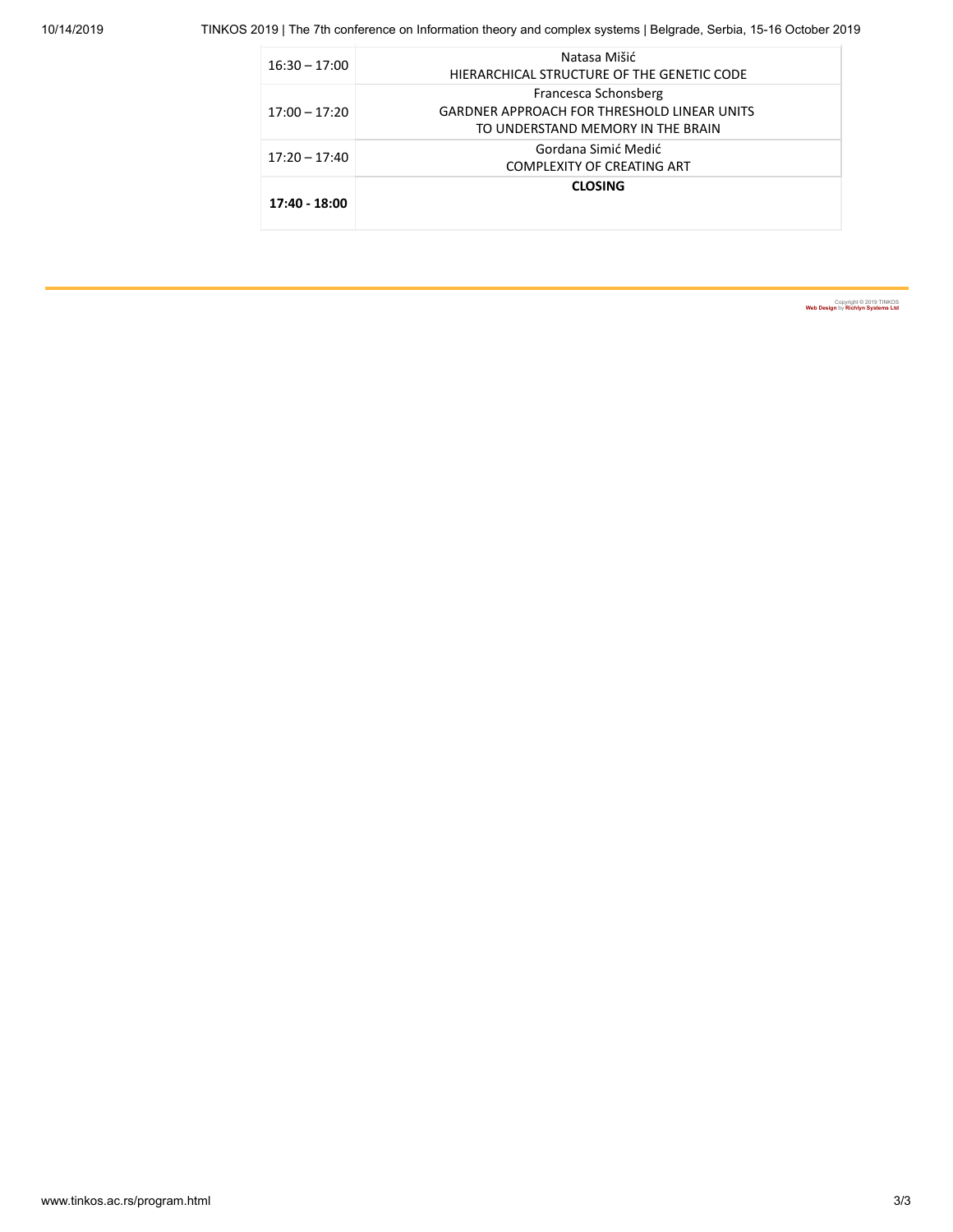| | |
|---|---|
| 16:30 – 17:00 | Natasa Mišić<br>HIERARCHICAL STRUCTURE OF THE GENETIC CODE |
| 17:00 – 17:20 | Francesca Schonsberg<br>GARDNER APPROACH FOR THRESHOLD LINEAR UNITS TO UNDERSTAND MEMORY IN THE BRAIN |
| 17:20 – 17:40 | Gordana Simić Medić<br>COMPLEXITY OF CREATING ART |
| **17:40 - 18:00** | **CLOSING** |

Copyright © 2019 TINKOS
**Web Design** by **Richlyn Systems Ltd**